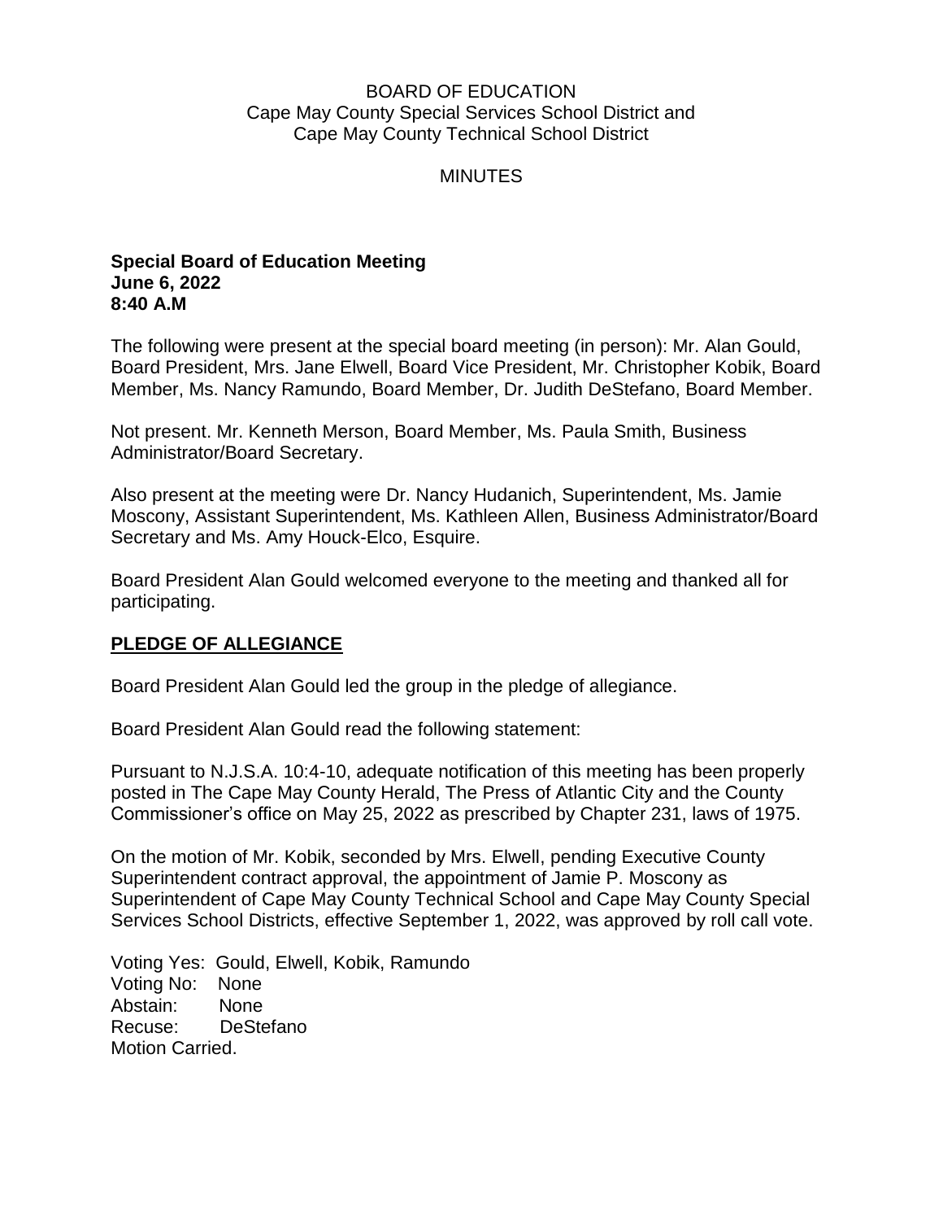BOARD OF EDUCATION
Cape May County Special Services School District and
Cape May County Technical School District

MINUTES

**Special Board of Education Meeting**
**June 6, 2022**
**8:40 A.M**

The following were present at the special board meeting (in person): Mr. Alan Gould, Board President, Mrs. Jane Elwell, Board Vice President, Mr. Christopher Kobik, Board Member, Ms. Nancy Ramundo, Board Member, Dr. Judith DeStefano, Board Member.

Not present. Mr. Kenneth Merson, Board Member, Ms. Paula Smith, Business Administrator/Board Secretary.

Also present at the meeting were Dr. Nancy Hudanich, Superintendent, Ms. Jamie Moscony, Assistant Superintendent, Ms. Kathleen Allen, Business Administrator/Board Secretary and Ms. Amy Houck-Elco, Esquire.

Board President Alan Gould welcomed everyone to the meeting and thanked all for participating.

## PLEDGE OF ALLEGIANCE

Board President Alan Gould led the group in the pledge of allegiance.

Board President Alan Gould read the following statement:

Pursuant to N.J.S.A. 10:4-10, adequate notification of this meeting has been properly posted in The Cape May County Herald, The Press of Atlantic City and the County Commissioner's office on May 25, 2022 as prescribed by Chapter 231, laws of 1975.

On the motion of Mr. Kobik, seconded by Mrs. Elwell, pending Executive County Superintendent contract approval, the appointment of Jamie P. Moscony as Superintendent of Cape May County Technical School and Cape May County Special Services School Districts, effective September 1, 2022, was approved by roll call vote.

Voting Yes: Gould, Elwell, Kobik, Ramundo
Voting No: None
Abstain: None
Recuse: DeStefano
Motion Carried.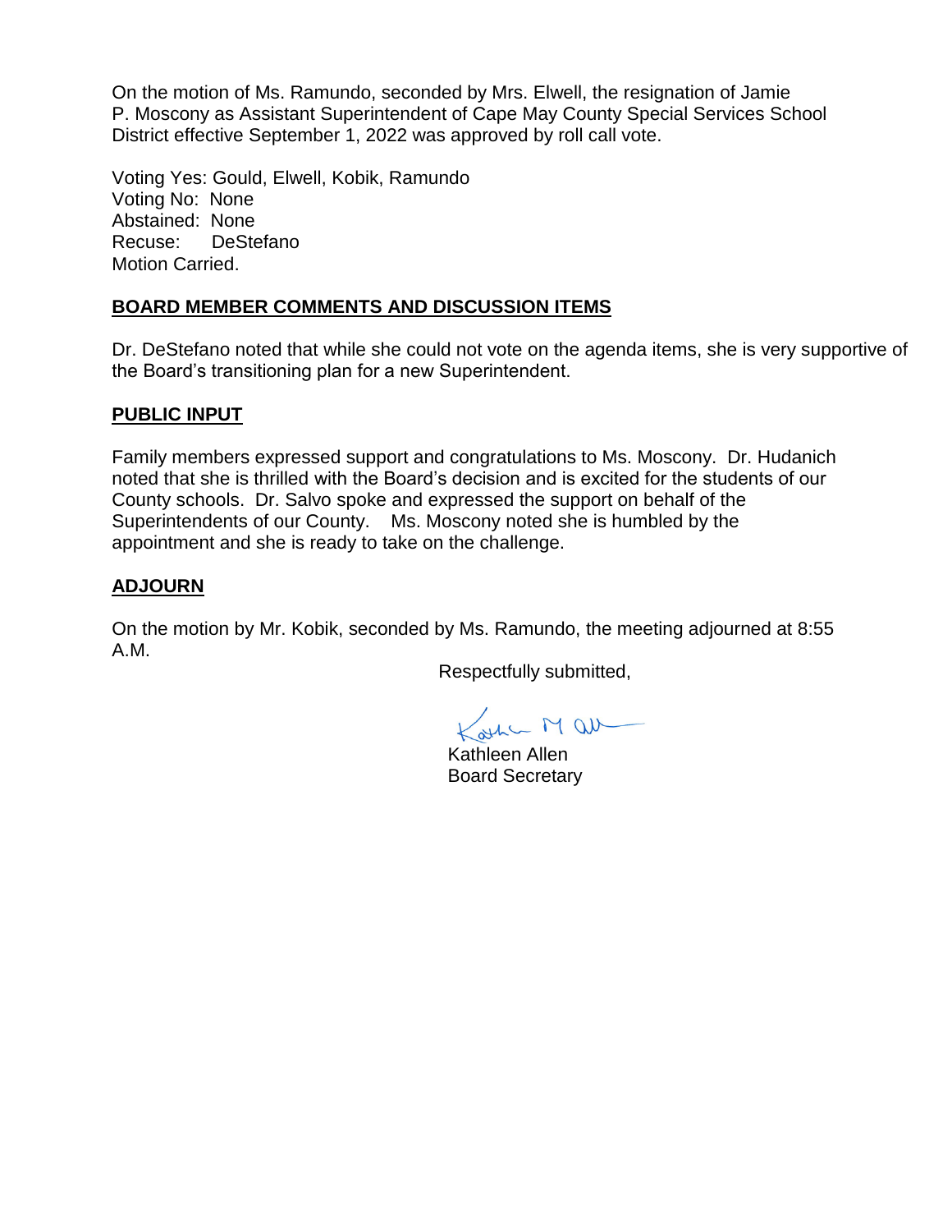On the motion of Ms. Ramundo, seconded by Mrs. Elwell, the resignation of Jamie P. Moscony as Assistant Superintendent of Cape May County Special Services School District effective September 1, 2022 was approved by roll call vote.

Voting Yes: Gould, Elwell, Kobik, Ramundo
Voting No: None
Abstained: None
Recuse: DeStefano
Motion Carried.

## BOARD MEMBER COMMENTS AND DISCUSSION ITEMS

Dr. DeStefano noted that while she could not vote on the agenda items, she is very supportive of the Board's transitioning plan for a new Superintendent.

## PUBLIC INPUT

Family members expressed support and congratulations to Ms. Moscony. Dr. Hudanich noted that she is thrilled with the Board's decision and is excited for the students of our County schools. Dr. Salvo spoke and expressed the support on behalf of the Superintendents of our County. Ms. Moscony noted she is humbled by the appointment and she is ready to take on the challenge.

## ADJOURN

On the motion by Mr. Kobik, seconded by Ms. Ramundo, the meeting adjourned at 8:55 A.M.

Respectfully submitted,

Kathleen Allen
Board Secretary